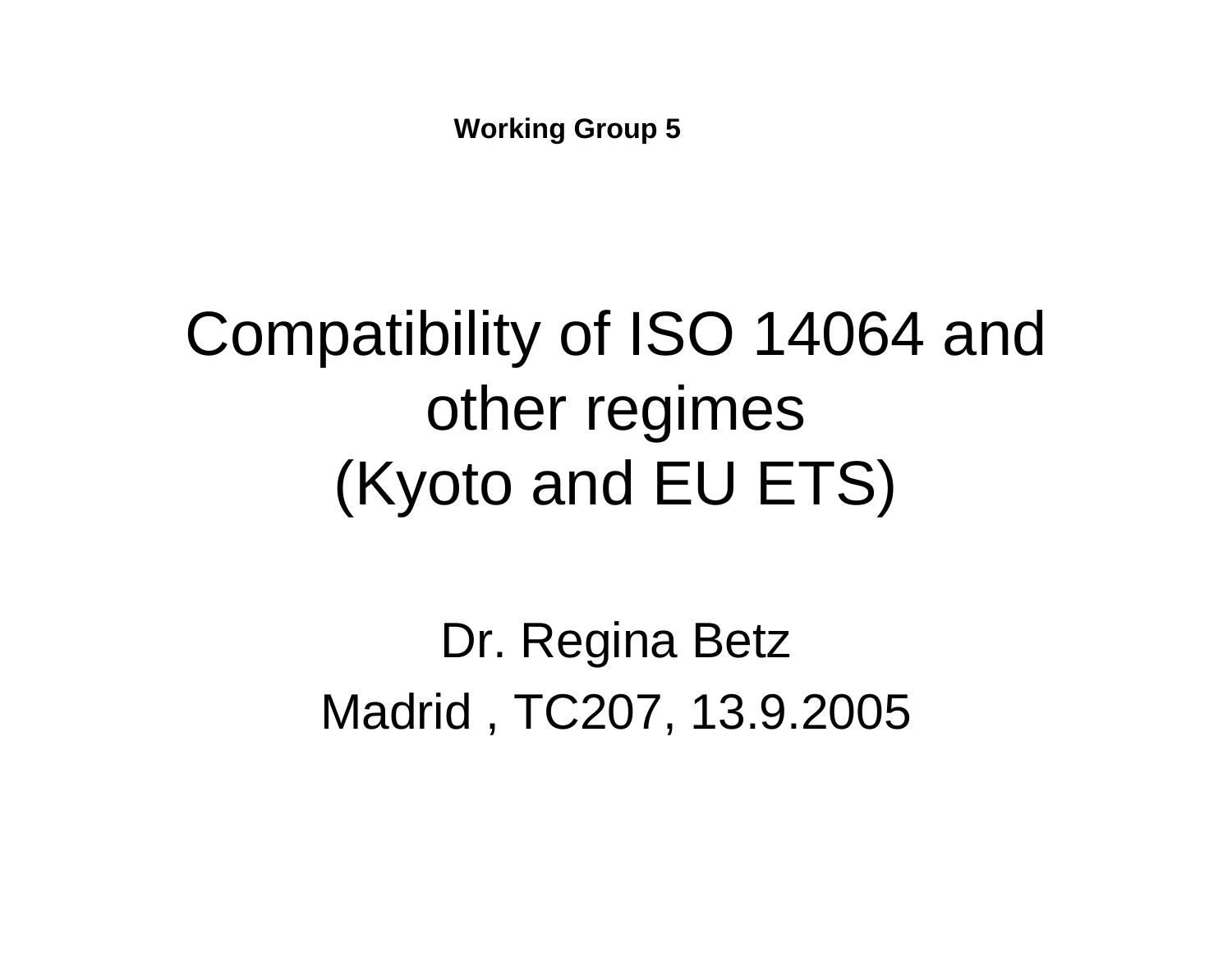**Working Group 5**

# Compatibility of ISO 14064 and other regimes (Kyoto and EU ETS)

Dr. Regina Betz

Madrid , TC207, 13.9.2005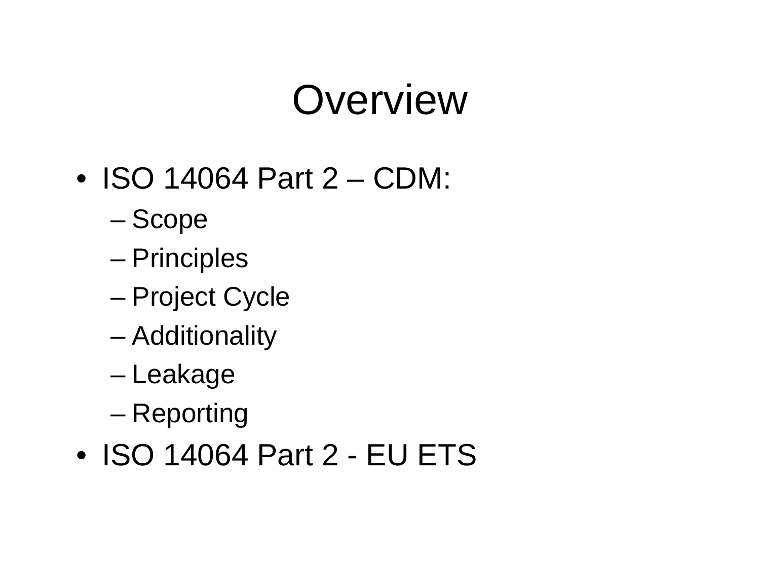# Overview

- ISO 14064 Part 2 – CDM:
  - Scope
  - Principles
  - Project Cycle
  - Additionality
  - Leakage
  - Reporting
- ISO 14064 Part 2 - EU ETS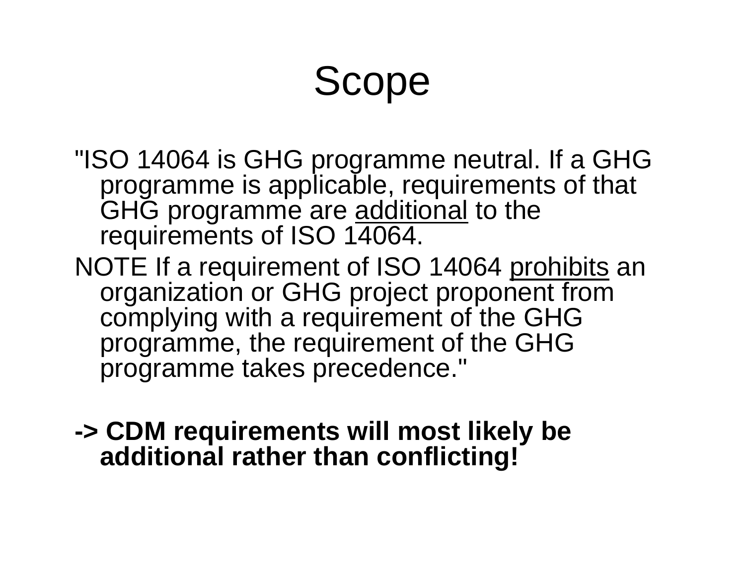# Scope

"ISO 14064 is GHG programme neutral. If a GHG programme is applicable, requirements of that GHG programme are <u>additional</u> to the requirements of ISO 14064.

NOTE If a requirement of ISO 14064 <u>prohibits</u> an organization or GHG project proponent from complying with a requirement of the GHG programme, the requirement of the GHG programme takes precedence."

**-> CDM requirements will most likely be additional rather than conflicting!**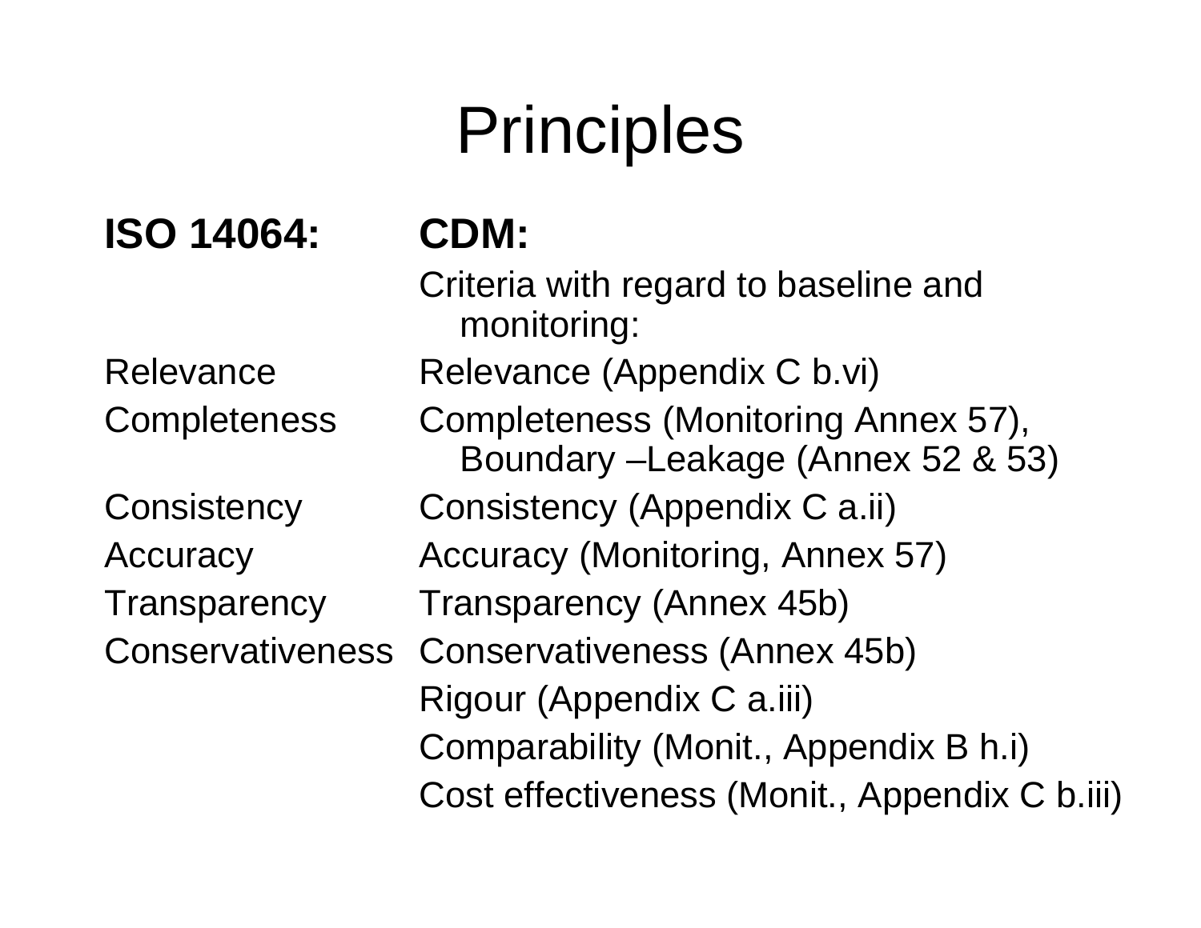# Principles

| **ISO 14064:** | **CDM:** |
| --- | --- |
| | Criteria with regard to baseline and monitoring: |
| Relevance | Relevance (Appendix C b.vi) |
| Completeness | Completeness (Monitoring Annex 57), Boundary –Leakage (Annex 52 & 53) |
| Consistency | Consistency (Appendix C a.ii) |
| Accuracy | Accuracy (Monitoring, Annex 57) |
| Transparency | Transparency (Annex 45b) |
| Conservativeness | Conservativeness (Annex 45b) |
| | Rigour (Appendix C a.iii) |
| | Comparability (Monit., Appendix B h.i) |
| | Cost effectiveness (Monit., Appendix C b.iii) |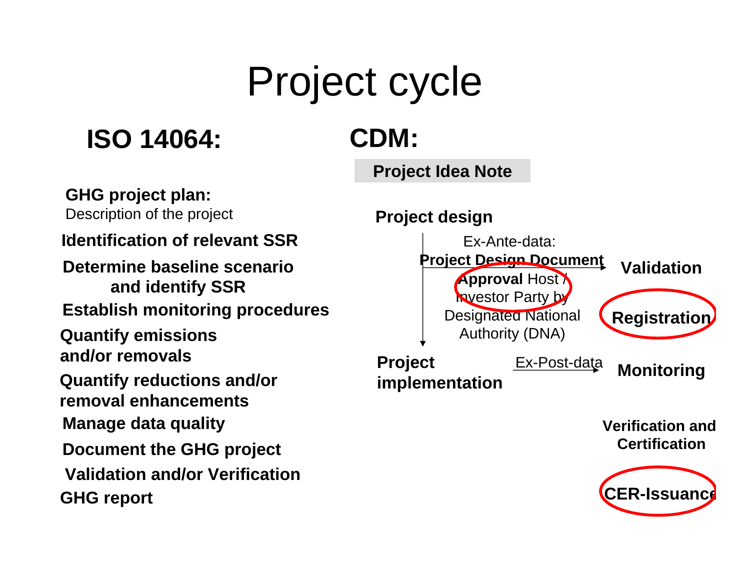# Project cycle

## ISO 14064:

**GHG project plan:**
Description of the project

**Identification of relevant SSR**

**Determine baseline scenario and identify SSR**

**Establish monitoring procedures**

**Quantify emissions and/or removals**

**Quantify reductions and/or removal enhancements**

**Manage data quality**

**Document the GHG project**

**Validation and/or Verification**

**GHG report**

## CDM:

**Project Idea Note**

**Project design**

Ex-Ante-data:
**Project Design Document** → **Validation**

**Approval** Host / Investor Party by Designated National Authority (DNA)

**Registration**

**Project implementation**

Ex-Post-data → **Monitoring**

**Verification and Certification**

**CER-Issuance**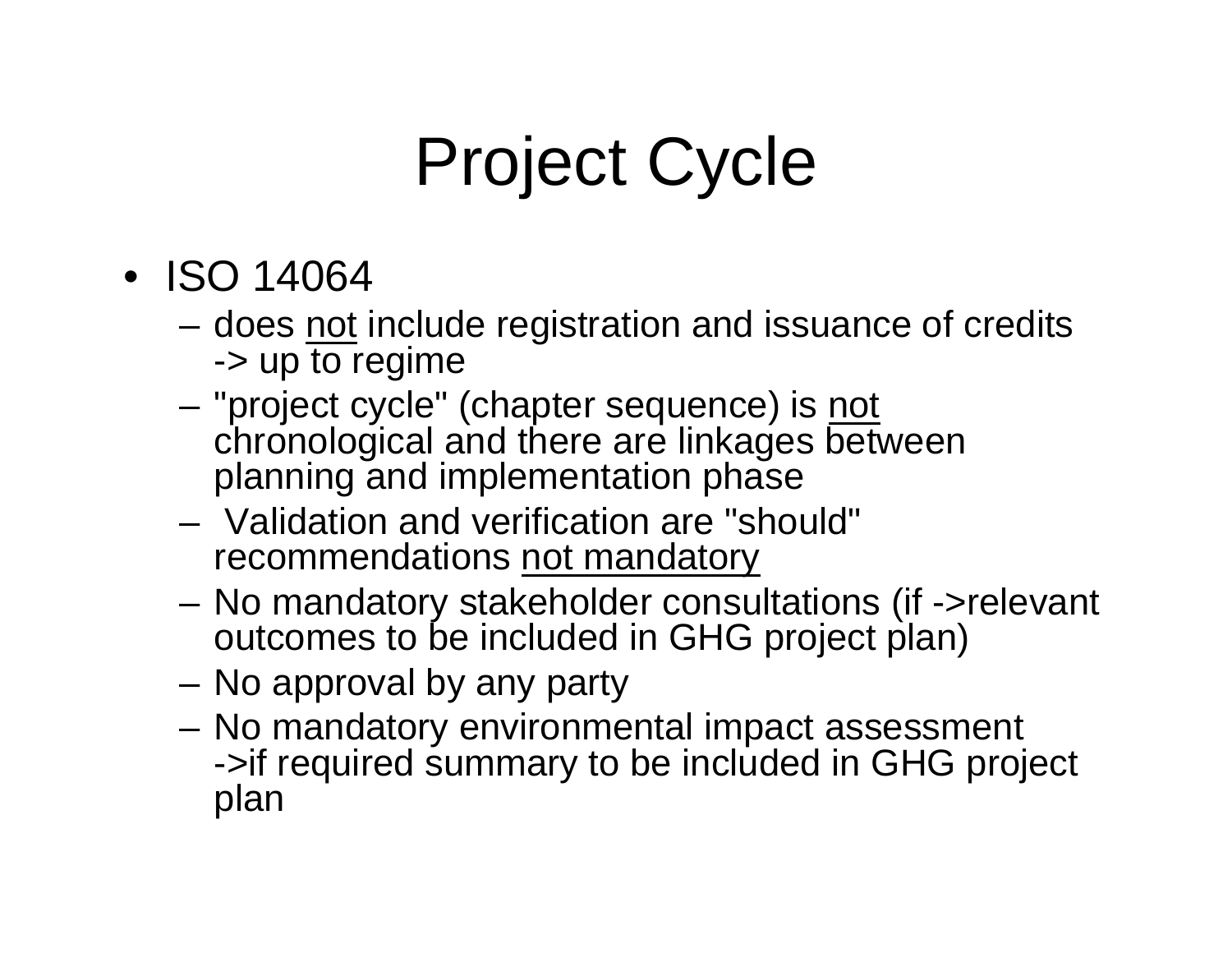# Project Cycle

- ISO 14064
  - does <u>not</u> include registration and issuance of credits -> up to regime
  - "project cycle" (chapter sequence) is <u>not</u> chronological and there are linkages between planning and implementation phase
  - Validation and verification are "should" recommendations <u>not mandatory</u>
  - No mandatory stakeholder consultations (if ->relevant outcomes to be included in GHG project plan)
  - No approval by any party
  - No mandatory environmental impact assessment ->if required summary to be included in GHG project plan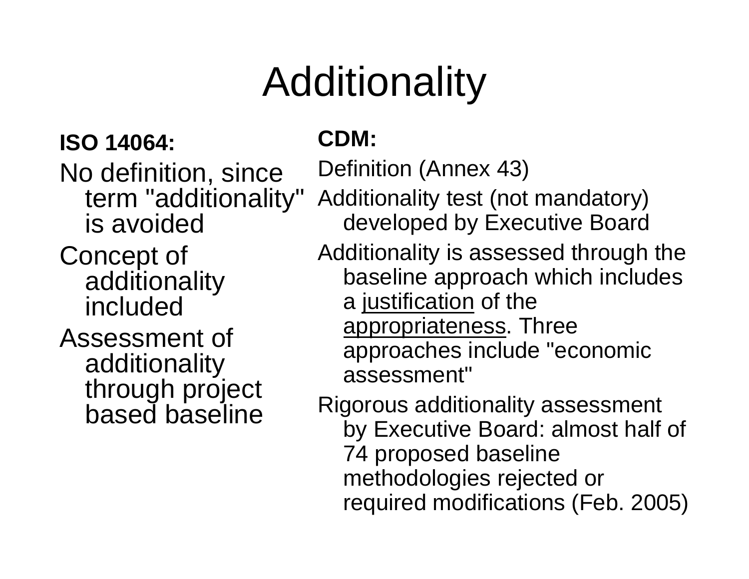# Additionality

**ISO 14064:**

- No definition, since term "additionality" is avoided
- Concept of additionality included
- Assessment of additionality through project based baseline

**CDM:**

- Definition (Annex 43)
- Additionality test (not mandatory) developed by Executive Board
- Additionality is assessed through the baseline approach which includes a justification of the appropriateness. Three approaches include "economic assessment"
- Rigorous additionality assessment by Executive Board: almost half of 74 proposed baseline methodologies rejected or required modifications (Feb. 2005)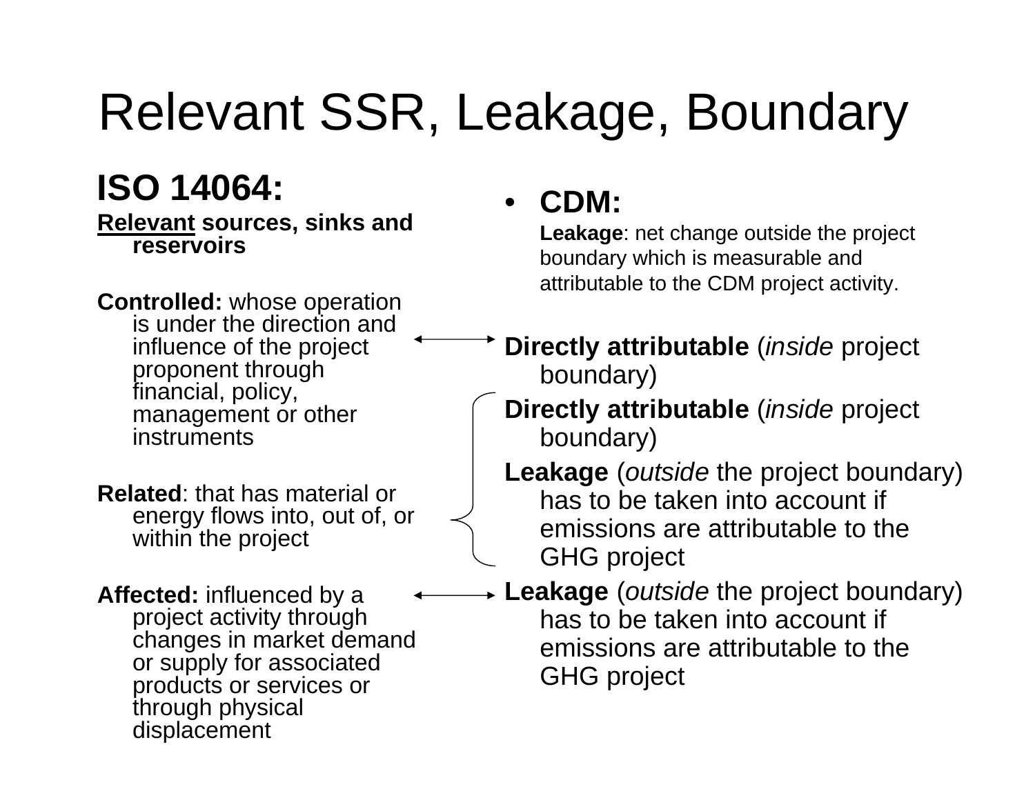# Relevant SSR, Leakage, Boundary

## ISO 14064:

**Relevant sources, sinks and reservoirs**

**Controlled:** whose operation is under the direction and influence of the project proponent through financial, policy, management or other instruments

**Related**: that has material or energy flows into, out of, or within the project

**Affected:** influenced by a project activity through changes in market demand or supply for associated products or services or through physical displacement

## CDM:

**Leakage**: net change outside the project boundary which is measurable and attributable to the CDM project activity.

**Directly attributable** (*inside* project boundary)

**Directly attributable** (*inside* project boundary)

**Leakage** (*outside* the project boundary) has to be taken into account if emissions are attributable to the GHG project

**Leakage** (*outside* the project boundary) has to be taken into account if emissions are attributable to the GHG project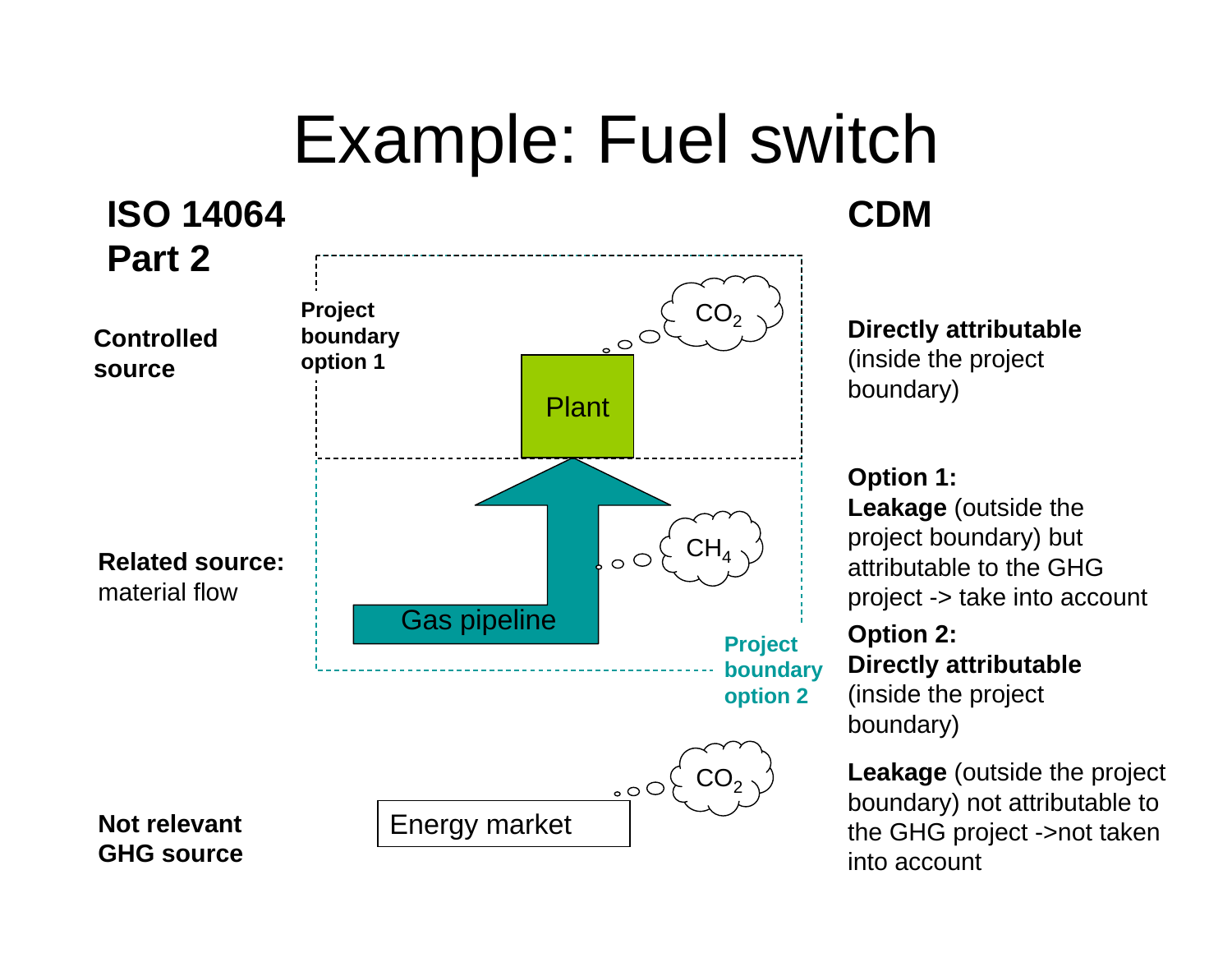# Example: Fuel switch

## ISO 14064 Part 2

## CDM

**Controlled source**

Project boundary option 1

$CO_2$

Plant

**Directly attributable** (inside the project boundary)

**Related source:** material flow

Gas pipeline

$CH_4$

Project boundary option 2

**Option 1:**
**Leakage** (outside the project boundary) but attributable to the GHG project -> take into account

**Option 2:**
**Directly attributable** (inside the project boundary)

**Not relevant GHG source**

Energy market

$CO_2$

**Leakage** (outside the project boundary) not attributable to the GHG project ->not taken into account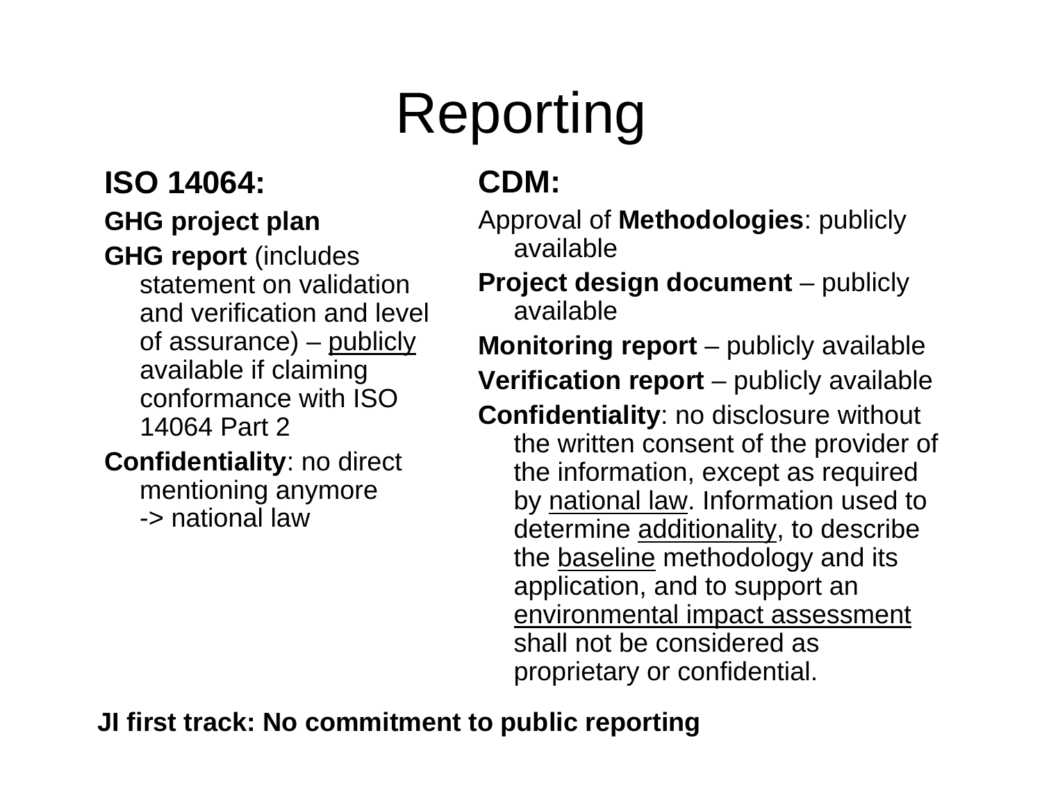# Reporting

## ISO 14064:

**GHG project plan**

**GHG report** (includes statement on validation and verification and level of assurance) – publicly available if claiming conformance with ISO 14064 Part 2

**Confidentiality**: no direct mentioning anymore -> national law

## CDM:

Approval of **Methodologies**: publicly available

**Project design document** – publicly available

**Monitoring report** – publicly available

**Verification report** – publicly available

**Confidentiality**: no disclosure without the written consent of the provider of the information, except as required by national law. Information used to determine additionality, to describe the baseline methodology and its application, and to support an environmental impact assessment shall not be considered as proprietary or confidential.

**JI first track: No commitment to public reporting**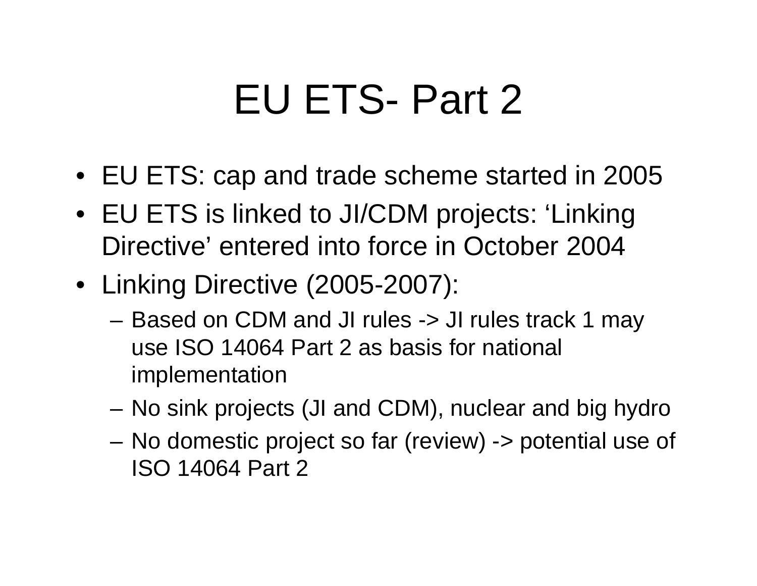# EU ETS- Part 2

- EU ETS: cap and trade scheme started in 2005
- EU ETS is linked to JI/CDM projects: 'Linking Directive' entered into force in October 2004
- Linking Directive (2005-2007):
  - Based on CDM and JI rules -> JI rules track 1 may use ISO 14064 Part 2 as basis for national implementation
  - No sink projects (JI and CDM), nuclear and big hydro
  - No domestic project so far (review) -> potential use of ISO 14064 Part 2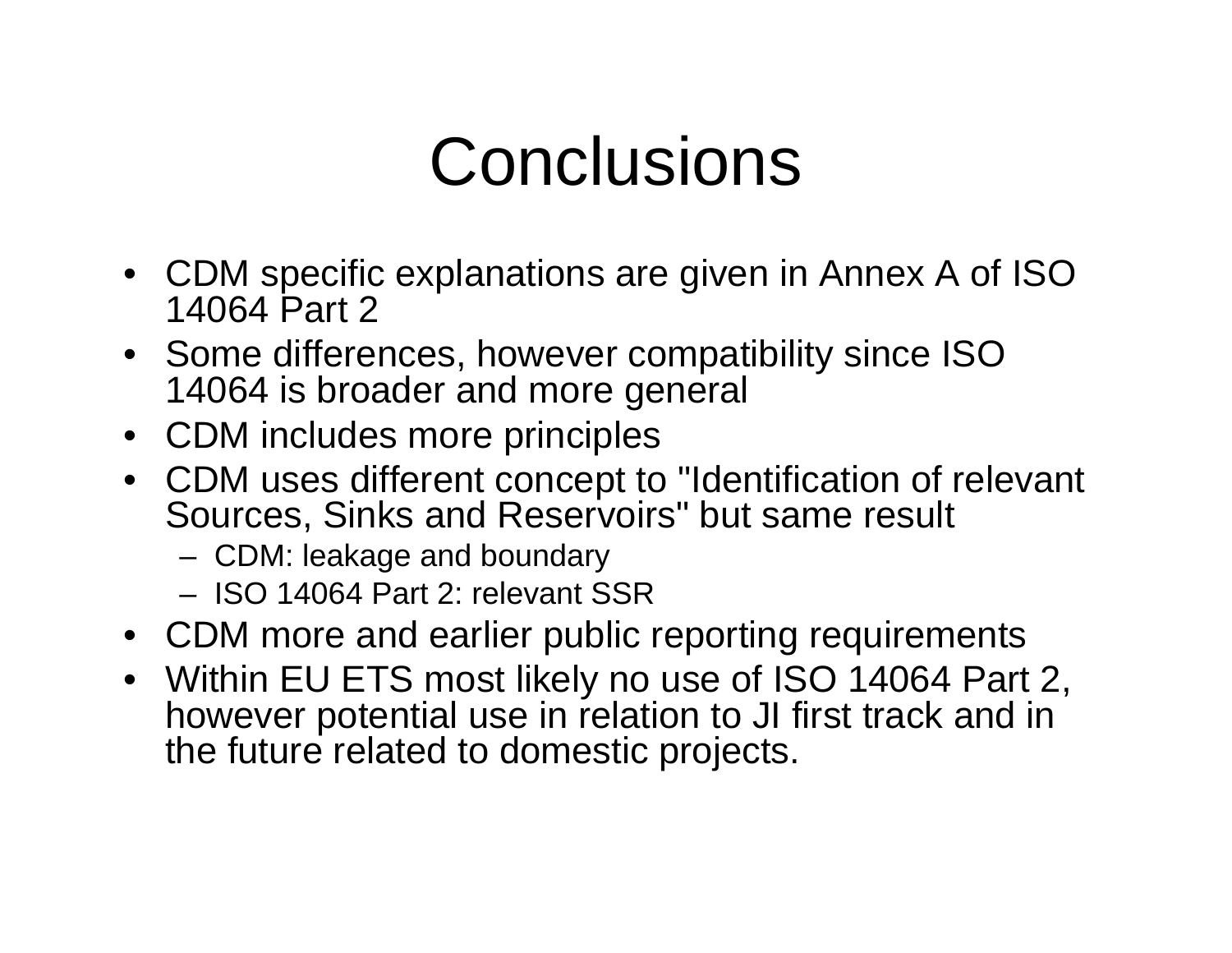# Conclusions

- CDM specific explanations are given in Annex A of ISO 14064 Part 2
- Some differences, however compatibility since ISO 14064 is broader and more general
- CDM includes more principles
- CDM uses different concept to "Identification of relevant Sources, Sinks and Reservoirs" but same result
  - CDM: leakage and boundary
  - ISO 14064 Part 2: relevant SSR
- CDM more and earlier public reporting requirements
- Within EU ETS most likely no use of ISO 14064 Part 2, however potential use in relation to JI first track and in the future related to domestic projects.